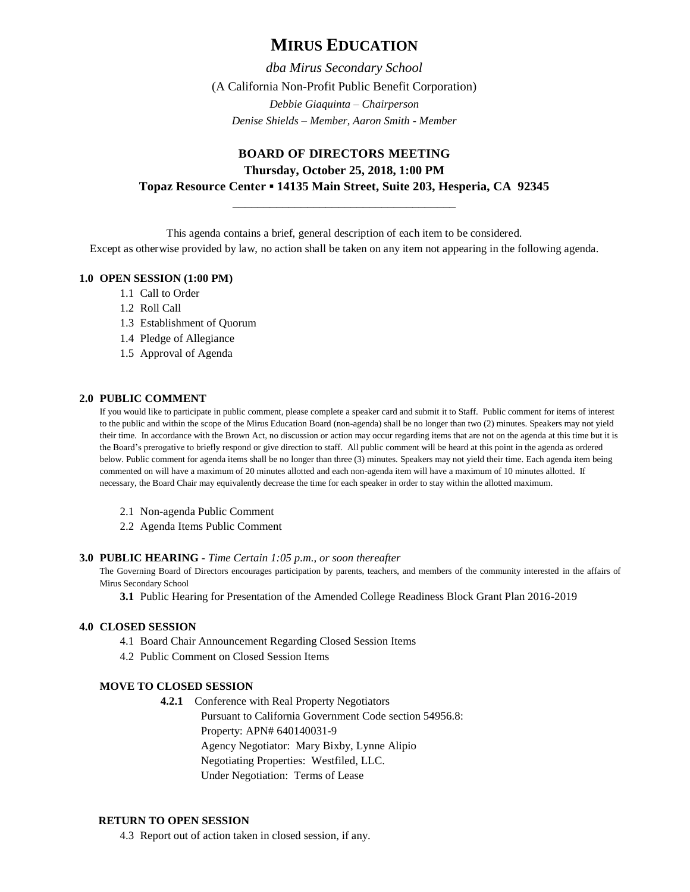# MIRUS EDUCATION

*dba Mirus Secondary School*

(A California Non-Profit Public Benefit Corporation)

*Debbie Giaquinta – Chairperson*

*Denise Shields – Member, Aaron Smith - Member*

## BOARD OF DIRECTORS MEETING

**Thursday, October 25, 2018, 1:00 PM**

**Topaz Resource Center ▪ 14135 Main Street, Suite 203, Hesperia, CA 92345**

---

This agenda contains a brief, general description of each item to be considered.
Except as otherwise provided by law, no action shall be taken on any item not appearing in the following agenda.

### 1.0 OPEN SESSION (1:00 PM)

- 1.1 Call to Order
- 1.2 Roll Call
- 1.3 Establishment of Quorum
- 1.4 Pledge of Allegiance
- 1.5 Approval of Agenda

### 2.0 PUBLIC COMMENT

If you would like to participate in public comment, please complete a speaker card and submit it to Staff. Public comment for items of interest to the public and within the scope of the Mirus Education Board (non-agenda) shall be no longer than two (2) minutes. Speakers may not yield their time. In accordance with the Brown Act, no discussion or action may occur regarding items that are not on the agenda at this time but it is the Board's prerogative to briefly respond or give direction to staff. All public comment will be heard at this point in the agenda as ordered below. Public comment for agenda items shall be no longer than three (3) minutes. Speakers may not yield their time. Each agenda item being commented on will have a maximum of 20 minutes allotted and each non-agenda item will have a maximum of 10 minutes allotted. If necessary, the Board Chair may equivalently decrease the time for each speaker in order to stay within the allotted maximum.

- 2.1 Non-agenda Public Comment
- 2.2 Agenda Items Public Comment

### 3.0 PUBLIC HEARING - *Time Certain 1:05 p.m., or soon thereafter*

The Governing Board of Directors encourages participation by parents, teachers, and members of the community interested in the affairs of Mirus Secondary School

**3.1** Public Hearing for Presentation of the Amended College Readiness Block Grant Plan 2016-2019

### 4.0 CLOSED SESSION

- 4.1 Board Chair Announcement Regarding Closed Session Items
- 4.2 Public Comment on Closed Session Items

**MOVE TO CLOSED SESSION**

**4.2.1** Conference with Real Property Negotiators
Pursuant to California Government Code section 54956.8:
Property: APN# 640140031-9
Agency Negotiator: Mary Bixby, Lynne Alipio
Negotiating Properties: Westfiled, LLC.
Under Negotiation: Terms of Lease

**RETURN TO OPEN SESSION**

4.3 Report out of action taken in closed session, if any.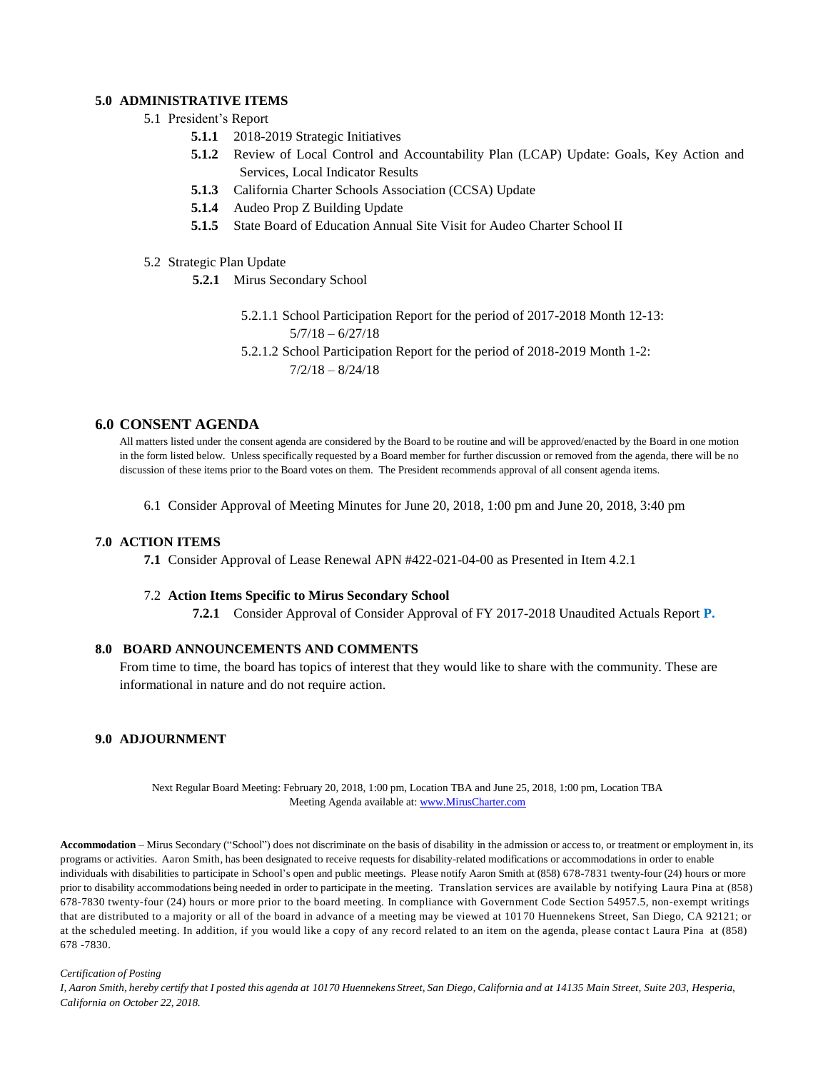## 5.0 ADMINISTRATIVE ITEMS

5.1 President's Report

- **5.1.1** 2018-2019 Strategic Initiatives
- **5.1.2** Review of Local Control and Accountability Plan (LCAP) Update: Goals, Key Action and Services, Local Indicator Results
- **5.1.3** California Charter Schools Association (CCSA) Update
- **5.1.4** Audeo Prop Z Building Update
- **5.1.5** State Board of Education Annual Site Visit for Audeo Charter School II

5.2 Strategic Plan Update

- **5.2.1** Mirus Secondary School
  - 5.2.1.1 School Participation Report for the period of 2017-2018 Month 12-13: 5/7/18 – 6/27/18
  - 5.2.1.2 School Participation Report for the period of 2018-2019 Month 1-2: 7/2/18 – 8/24/18

## 6.0 CONSENT AGENDA

All matters listed under the consent agenda are considered by the Board to be routine and will be approved/enacted by the Board in one motion in the form listed below. Unless specifically requested by a Board member for further discussion or removed from the agenda, there will be no discussion of these items prior to the Board votes on them. The President recommends approval of all consent agenda items.

6.1 Consider Approval of Meeting Minutes for June 20, 2018, 1:00 pm and June 20, 2018, 3:40 pm

## 7.0 ACTION ITEMS

**7.1** Consider Approval of Lease Renewal APN #422-021-04-00 as Presented in Item 4.2.1

7.2 **Action Items Specific to Mirus Secondary School**

- **7.2.1** Consider Approval of Consider Approval of FY 2017-2018 Unaudited Actuals Report **P.**

## 8.0 BOARD ANNOUNCEMENTS AND COMMENTS

From time to time, the board has topics of interest that they would like to share with the community. These are informational in nature and do not require action.

## 9.0 ADJOURNMENT

Next Regular Board Meeting: February 20, 2018, 1:00 pm, Location TBA and June 25, 2018, 1:00 pm, Location TBA
Meeting Agenda available at: [www.MirusCharter.com](www.MirusCharter.com)

**Accommodation** – Mirus Secondary ("School") does not discriminate on the basis of disability in the admission or access to, or treatment or employment in, its programs or activities. Aaron Smith, has been designated to receive requests for disability-related modifications or accommodations in order to enable individuals with disabilities to participate in School's open and public meetings. Please notify Aaron Smith at (858) 678-7831 twenty-four (24) hours or more prior to disability accommodations being needed in order to participate in the meeting. Translation services are available by notifying Laura Pina at (858) 678-7830 twenty-four (24) hours or more prior to the board meeting. In compliance with Government Code Section 54957.5, non-exempt writings that are distributed to a majority or all of the board in advance of a meeting may be viewed at 10170 Huennekens Street, San Diego, CA 92121; or at the scheduled meeting. In addition, if you would like a copy of any record related to an item on the agenda, please contact Laura Pina at (858) 678 -7830.

*Certification of Posting*

*I, Aaron Smith, hereby certify that I posted this agenda at 10170 Huennekens Street, San Diego, California and at 14135 Main Street, Suite 203, Hesperia, California on October 22, 2018.*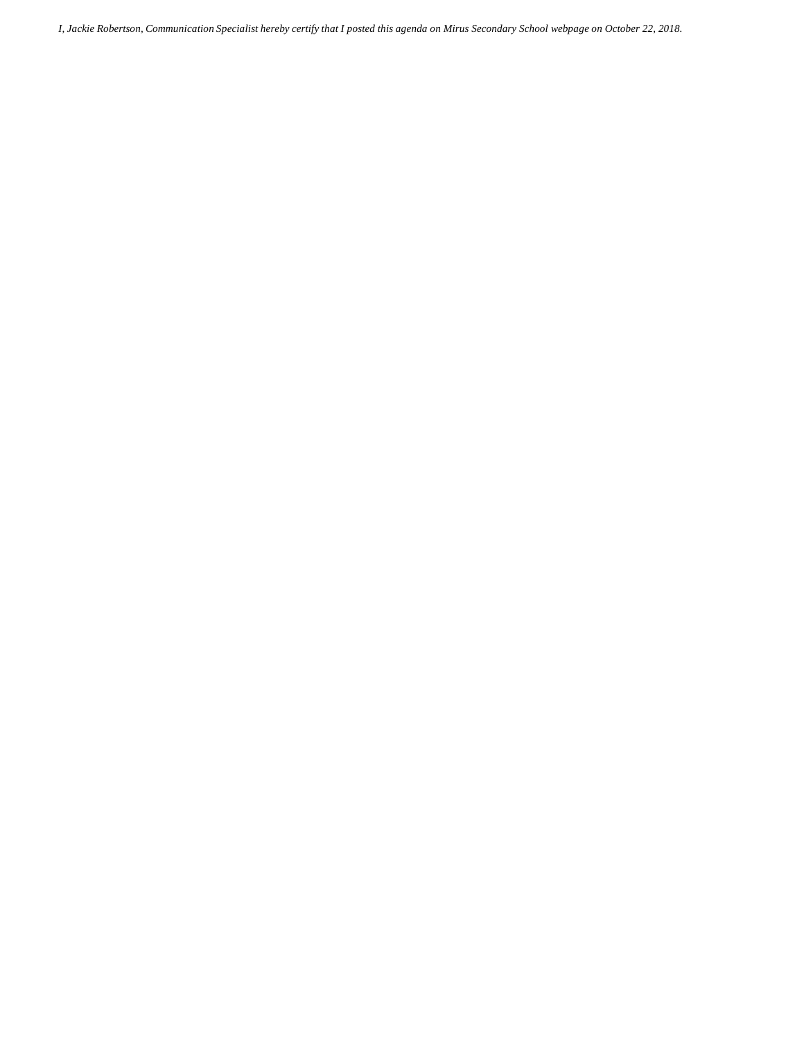*I, Jackie Robertson, Communication Specialist hereby certify that I posted this agenda on Mirus Secondary School webpage on October 22, 2018.*